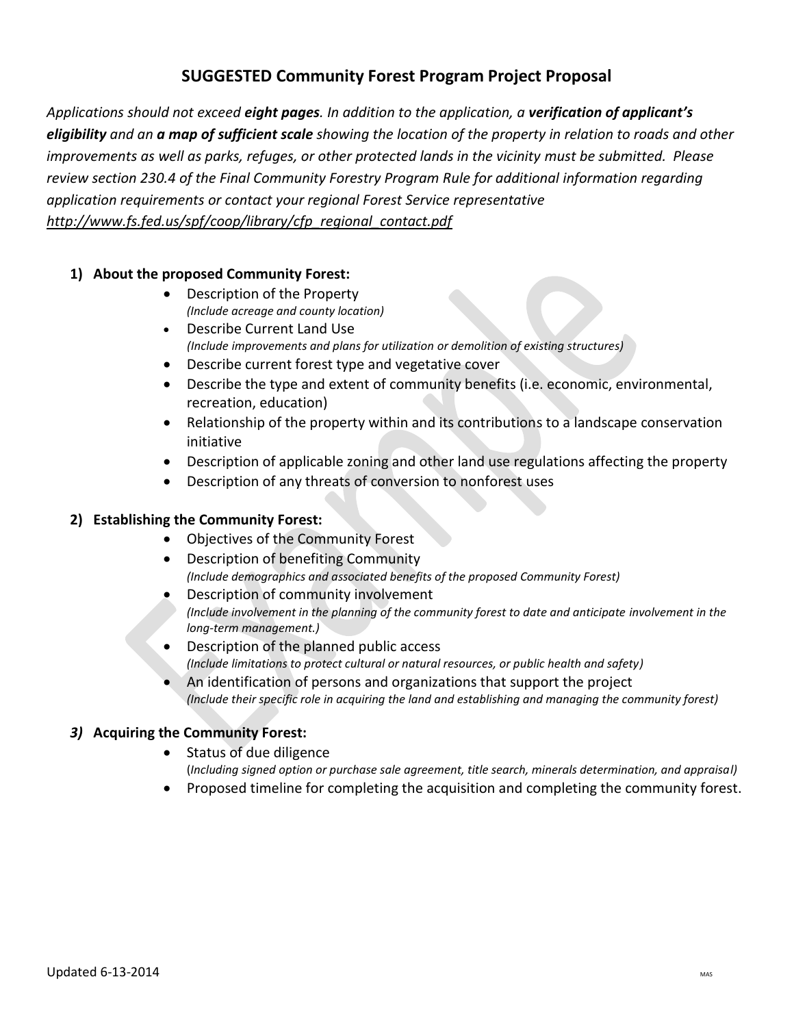# SUGGESTED Community Forest Program Project Proposal

*Applications should not exceed **eight pages**. In addition to the application, a **verification of applicant's eligibility** and an **a map of sufficient scale** showing the location of the property in relation to roads and other improvements as well as parks, refuges, or other protected lands in the vicinity must be submitted. Please review section 230.4 of the Final Community Forestry Program Rule for additional information regarding application requirements or contact your regional Forest Service representative <http://www.fs.fed.us/spf/coop/library/cfp_regional_contact.pdf>*

1) **About the proposed Community Forest:**
   - Description of the Property
     *(Include acreage and county location)*
   - Describe Current Land Use
     *(Include improvements and plans for utilization or demolition of existing structures)*
   - Describe current forest type and vegetative cover
   - Describe the type and extent of community benefits (i.e. economic, environmental, recreation, education)
   - Relationship of the property within and its contributions to a landscape conservation initiative
   - Description of applicable zoning and other land use regulations affecting the property
   - Description of any threats of conversion to nonforest uses

2) **Establishing the Community Forest:**
   - Objectives of the Community Forest
   - Description of benefiting Community
     *(Include demographics and associated benefits of the proposed Community Forest)*
   - Description of community involvement
     *(Include involvement in the planning of the community forest to date and anticipate involvement in the long-term management.)*
   - Description of the planned public access
     *(Include limitations to protect cultural or natural resources, or public health and safety)*
   - An identification of persons and organizations that support the project
     *(Include their specific role in acquiring the land and establishing and managing the community forest)*

*3)* **Acquiring the Community Forest:**
   - Status of due diligence
     (*Including signed option or purchase sale agreement, title search, minerals determination, and appraisal)*
   - Proposed timeline for completing the acquisition and completing the community forest.

Updated 6-13-2014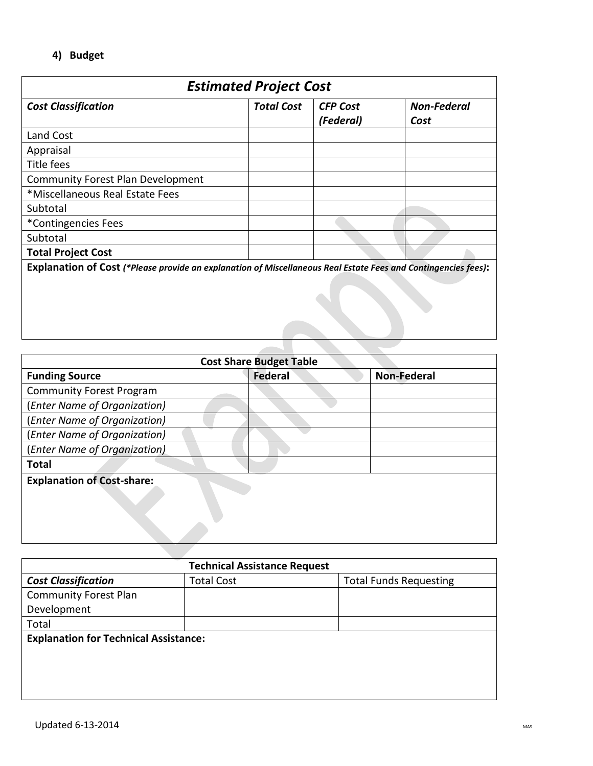### 4) Budget

| *Estimated Project Cost* | | | |
|---|---|---|---|
| ***Cost Classification*** | ***Total Cost*** | ***CFP Cost (Federal)*** | ***Non-Federal Cost*** |
| Land Cost | | | |
| Appraisal | | | |
| Title fees | | | |
| Community Forest Plan Development | | | |
| *Miscellaneous Real Estate Fees | | | |
| Subtotal | | | |
| *Contingencies Fees | | | |
| Subtotal | | | |
| **Total Project Cost** | | | |
| **Explanation of Cost** ***(*Please provide an explanation of Miscellaneous Real Estate Fees and Contingencies fees)*****:** | | | |

| Cost Share Budget Table | | |
|---|---|---|
| **Funding Source** | **Federal** | **Non-Federal** |
| Community Forest Program | | |
| (*Enter Name of Organization)* | | |
| (*Enter Name of Organization)* | | |
| (*Enter Name of Organization)* | | |
| (*Enter Name of Organization)* | | |
| **Total** | | |
| **Explanation of Cost-share:** | | |

| Technical Assistance Request | | |
|---|---|---|
| ***Cost Classification*** | Total Cost | Total Funds Requesting |
| Community Forest Plan Development | | |
| Total | | |
| **Explanation for Technical Assistance:** | | |

Updated 6-13-2014

MAS